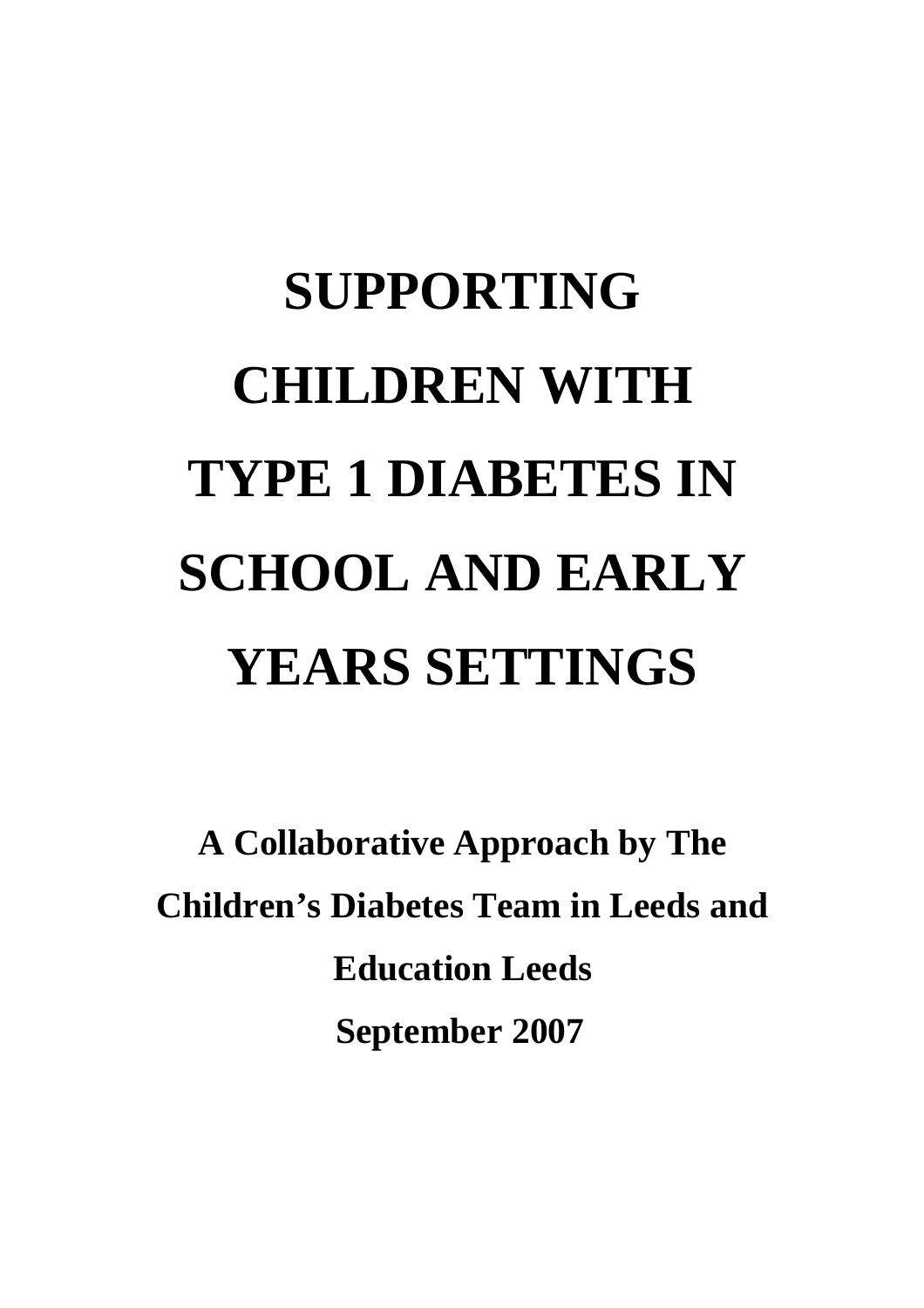# SUPPORTING CHILDREN WITH TYPE 1 DIABETES IN SCHOOL AND EARLY YEARS SETTINGS

**A Collaborative Approach by The Children's Diabetes Team in Leeds and Education Leeds**

**September 2007**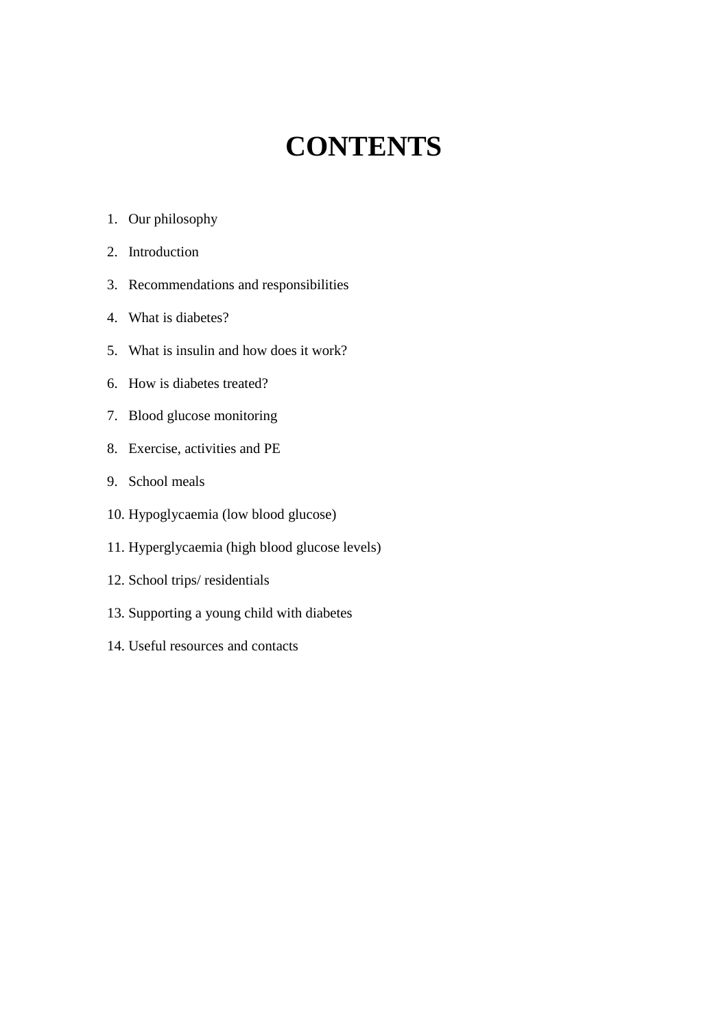# CONTENTS

1. Our philosophy
2. Introduction
3. Recommendations and responsibilities
4. What is diabetes?
5. What is insulin and how does it work?
6. How is diabetes treated?
7. Blood glucose monitoring
8. Exercise, activities and PE
9. School meals
10. Hypoglycaemia (low blood glucose)
11. Hyperglycaemia (high blood glucose levels)
12. School trips/ residentials
13. Supporting a young child with diabetes
14. Useful resources and contacts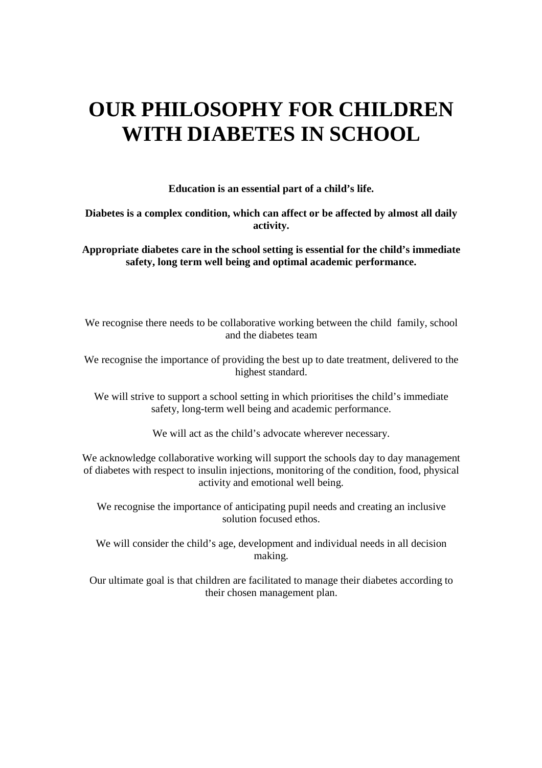# OUR PHILOSOPHY FOR CHILDREN WITH DIABETES IN SCHOOL

**Education is an essential part of a child's life.**

**Diabetes is a complex condition, which can affect or be affected by almost all daily activity.**

**Appropriate diabetes care in the school setting is essential for the child's immediate safety, long term well being and optimal academic performance.**

We recognise there needs to be collaborative working between the child family, school and the diabetes team

We recognise the importance of providing the best up to date treatment, delivered to the highest standard.

We will strive to support a school setting in which prioritises the child's immediate safety, long-term well being and academic performance.

We will act as the child's advocate wherever necessary.

We acknowledge collaborative working will support the schools day to day management of diabetes with respect to insulin injections, monitoring of the condition, food, physical activity and emotional well being.

We recognise the importance of anticipating pupil needs and creating an inclusive solution focused ethos.

We will consider the child's age, development and individual needs in all decision making.

Our ultimate goal is that children are facilitated to manage their diabetes according to their chosen management plan.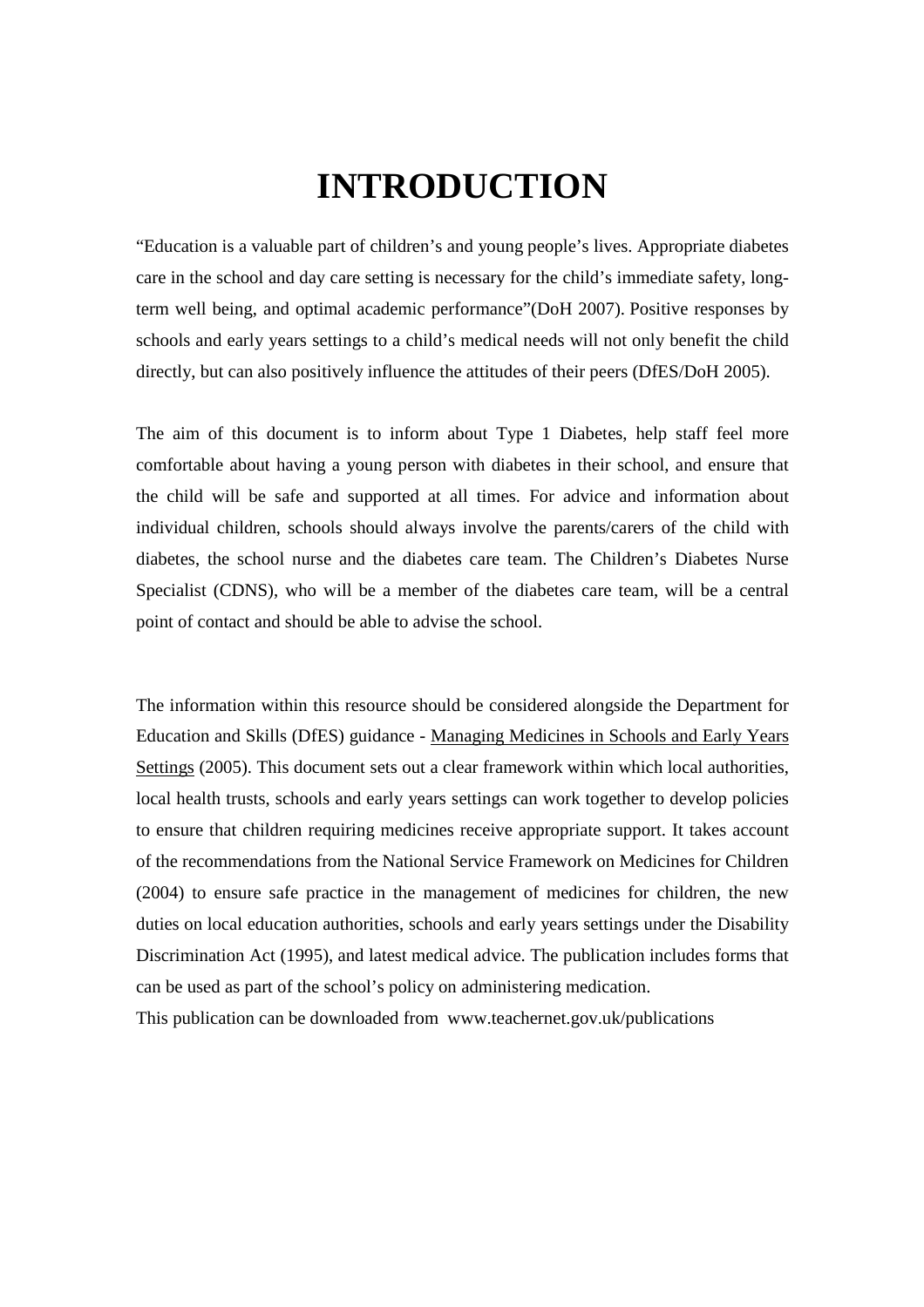# INTRODUCTION

"Education is a valuable part of children's and young people's lives. Appropriate diabetes care in the school and day care setting is necessary for the child's immediate safety, long-term well being, and optimal academic performance"(DoH 2007). Positive responses by schools and early years settings to a child's medical needs will not only benefit the child directly, but can also positively influence the attitudes of their peers (DfES/DoH 2005).

The aim of this document is to inform about Type 1 Diabetes, help staff feel more comfortable about having a young person with diabetes in their school, and ensure that the child will be safe and supported at all times. For advice and information about individual children, schools should always involve the parents/carers of the child with diabetes, the school nurse and the diabetes care team. The Children's Diabetes Nurse Specialist (CDNS), who will be a member of the diabetes care team, will be a central point of contact and should be able to advise the school.

The information within this resource should be considered alongside the Department for Education and Skills (DfES) guidance - Managing Medicines in Schools and Early Years Settings (2005). This document sets out a clear framework within which local authorities, local health trusts, schools and early years settings can work together to develop policies to ensure that children requiring medicines receive appropriate support. It takes account of the recommendations from the National Service Framework on Medicines for Children (2004) to ensure safe practice in the management of medicines for children, the new duties on local education authorities, schools and early years settings under the Disability Discrimination Act (1995), and latest medical advice. The publication includes forms that can be used as part of the school's policy on administering medication.
This publication can be downloaded from www.teachernet.gov.uk/publications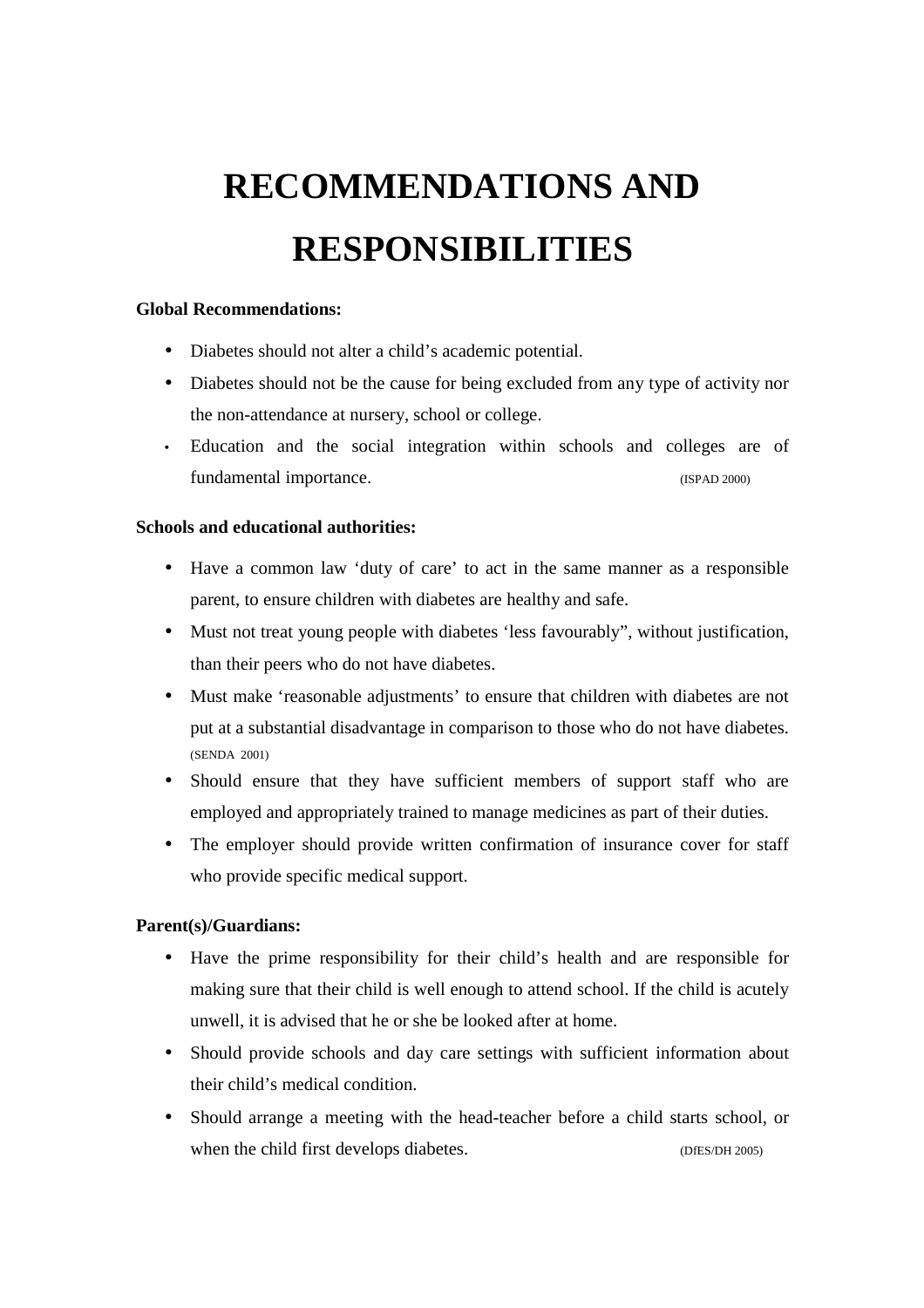# RECOMMENDATIONS AND RESPONSIBILITIES

**Global Recommendations:**

- Diabetes should not alter a child's academic potential.
- Diabetes should not be the cause for being excluded from any type of activity nor the non-attendance at nursery, school or college.
- Education and the social integration within schools and colleges are of fundamental importance. (ISPAD 2000)

**Schools and educational authorities:**

- Have a common law 'duty of care' to act in the same manner as a responsible parent, to ensure children with diabetes are healthy and safe.
- Must not treat young people with diabetes 'less favourably", without justification, than their peers who do not have diabetes.
- Must make 'reasonable adjustments' to ensure that children with diabetes are not put at a substantial disadvantage in comparison to those who do not have diabetes. (SENDA 2001)
- Should ensure that they have sufficient members of support staff who are employed and appropriately trained to manage medicines as part of their duties.
- The employer should provide written confirmation of insurance cover for staff who provide specific medical support.

**Parent(s)/Guardians:**

- Have the prime responsibility for their child's health and are responsible for making sure that their child is well enough to attend school. If the child is acutely unwell, it is advised that he or she be looked after at home.
- Should provide schools and day care settings with sufficient information about their child's medical condition.
- Should arrange a meeting with the head-teacher before a child starts school, or when the child first develops diabetes. (DfES/DH 2005)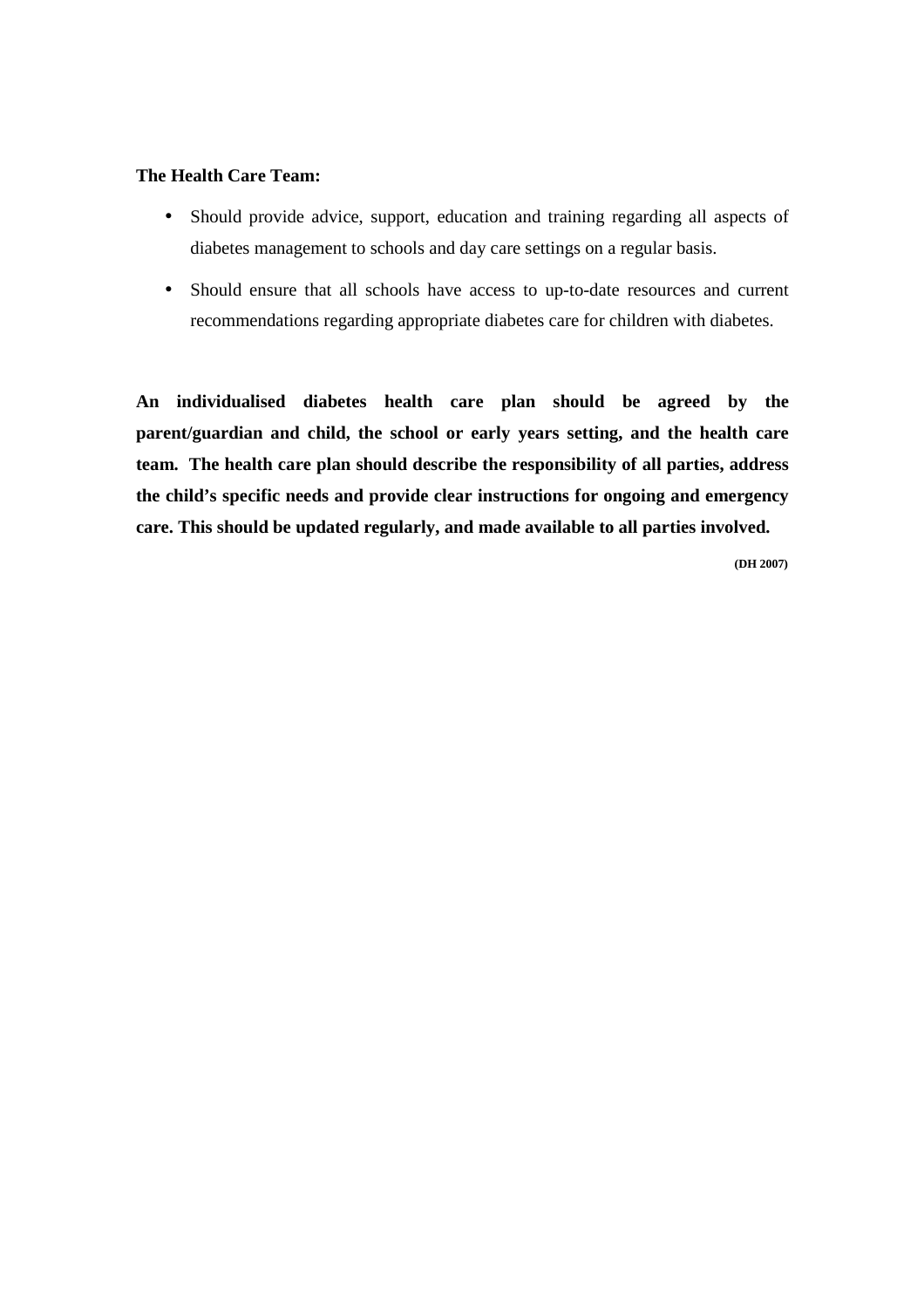**The Health Care Team:**

- Should provide advice, support, education and training regarding all aspects of diabetes management to schools and day care settings on a regular basis.
- Should ensure that all schools have access to up-to-date resources and current recommendations regarding appropriate diabetes care for children with diabetes.

**An individualised diabetes health care plan should be agreed by the parent/guardian and child, the school or early years setting, and the health care team. The health care plan should describe the responsibility of all parties, address the child's specific needs and provide clear instructions for ongoing and emergency care. This should be updated regularly, and made available to all parties involved.**

**(DH 2007)**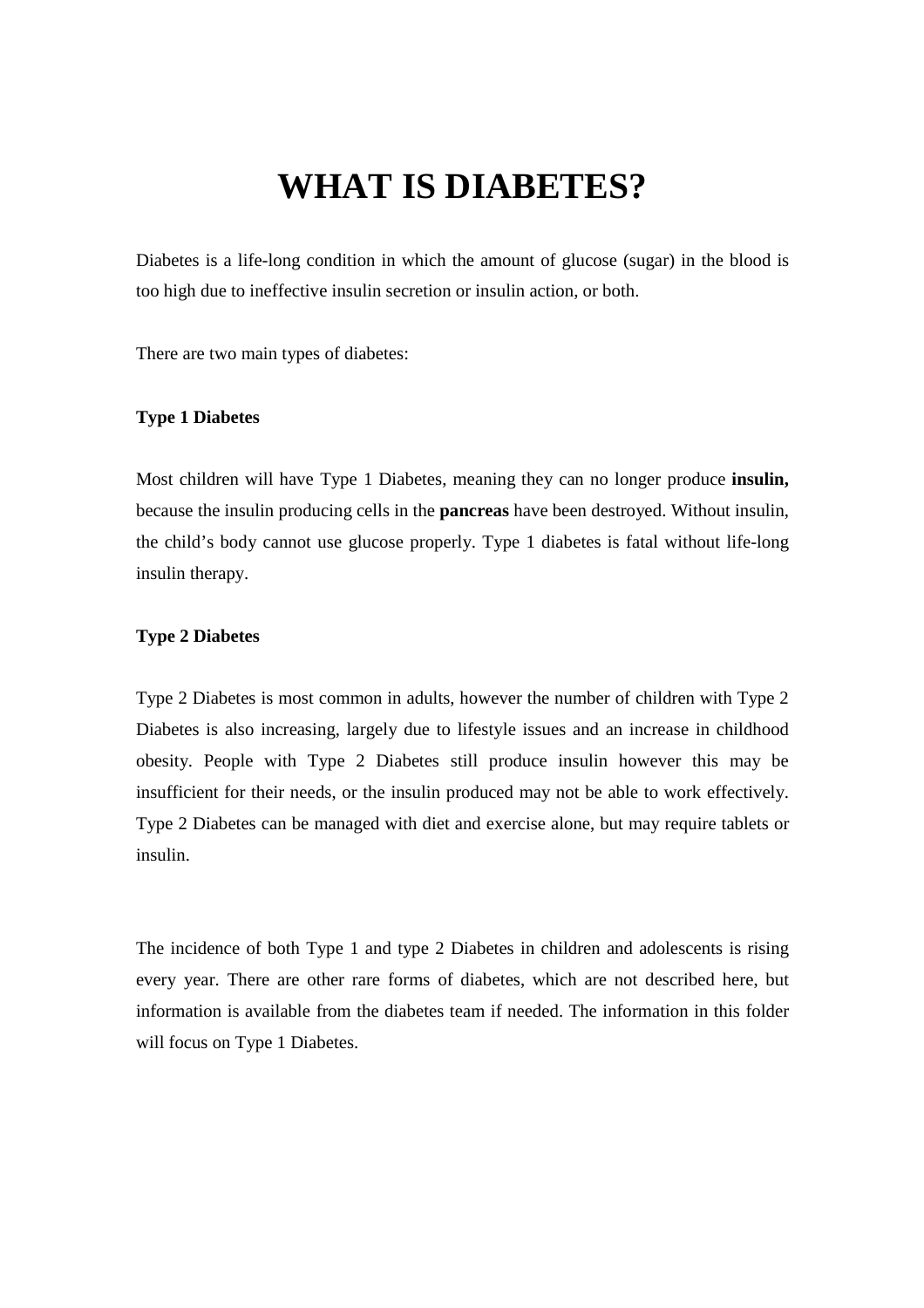# WHAT IS DIABETES?

Diabetes is a life-long condition in which the amount of glucose (sugar) in the blood is too high due to ineffective insulin secretion or insulin action, or both.

There are two main types of diabetes:

### Type 1 Diabetes

Most children will have Type 1 Diabetes, meaning they can no longer produce **insulin,** because the insulin producing cells in the **pancreas** have been destroyed. Without insulin, the child's body cannot use glucose properly. Type 1 diabetes is fatal without life-long insulin therapy.

### Type 2 Diabetes

Type 2 Diabetes is most common in adults, however the number of children with Type 2 Diabetes is also increasing, largely due to lifestyle issues and an increase in childhood obesity. People with Type 2 Diabetes still produce insulin however this may be insufficient for their needs, or the insulin produced may not be able to work effectively. Type 2 Diabetes can be managed with diet and exercise alone, but may require tablets or insulin.

The incidence of both Type 1 and type 2 Diabetes in children and adolescents is rising every year. There are other rare forms of diabetes, which are not described here, but information is available from the diabetes team if needed. The information in this folder will focus on Type 1 Diabetes.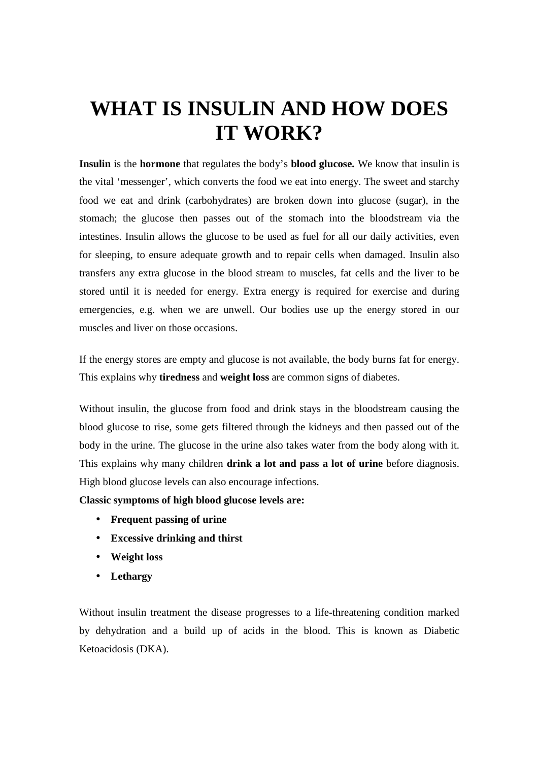# WHAT IS INSULIN AND HOW DOES IT WORK?

**Insulin** is the **hormone** that regulates the body's **blood glucose.** We know that insulin is the vital 'messenger', which converts the food we eat into energy. The sweet and starchy food we eat and drink (carbohydrates) are broken down into glucose (sugar), in the stomach; the glucose then passes out of the stomach into the bloodstream via the intestines. Insulin allows the glucose to be used as fuel for all our daily activities, even for sleeping, to ensure adequate growth and to repair cells when damaged. Insulin also transfers any extra glucose in the blood stream to muscles, fat cells and the liver to be stored until it is needed for energy. Extra energy is required for exercise and during emergencies, e.g. when we are unwell. Our bodies use up the energy stored in our muscles and liver on those occasions.

If the energy stores are empty and glucose is not available, the body burns fat for energy. This explains why **tiredness** and **weight loss** are common signs of diabetes.

Without insulin, the glucose from food and drink stays in the bloodstream causing the blood glucose to rise, some gets filtered through the kidneys and then passed out of the body in the urine. The glucose in the urine also takes water from the body along with it. This explains why many children **drink a lot and pass a lot of urine** before diagnosis. High blood glucose levels can also encourage infections.

**Classic symptoms of high blood glucose levels are:**

- **Frequent passing of urine**
- **Excessive drinking and thirst**
- **Weight loss**
- **Lethargy**

Without insulin treatment the disease progresses to a life-threatening condition marked by dehydration and a build up of acids in the blood. This is known as Diabetic Ketoacidosis (DKA).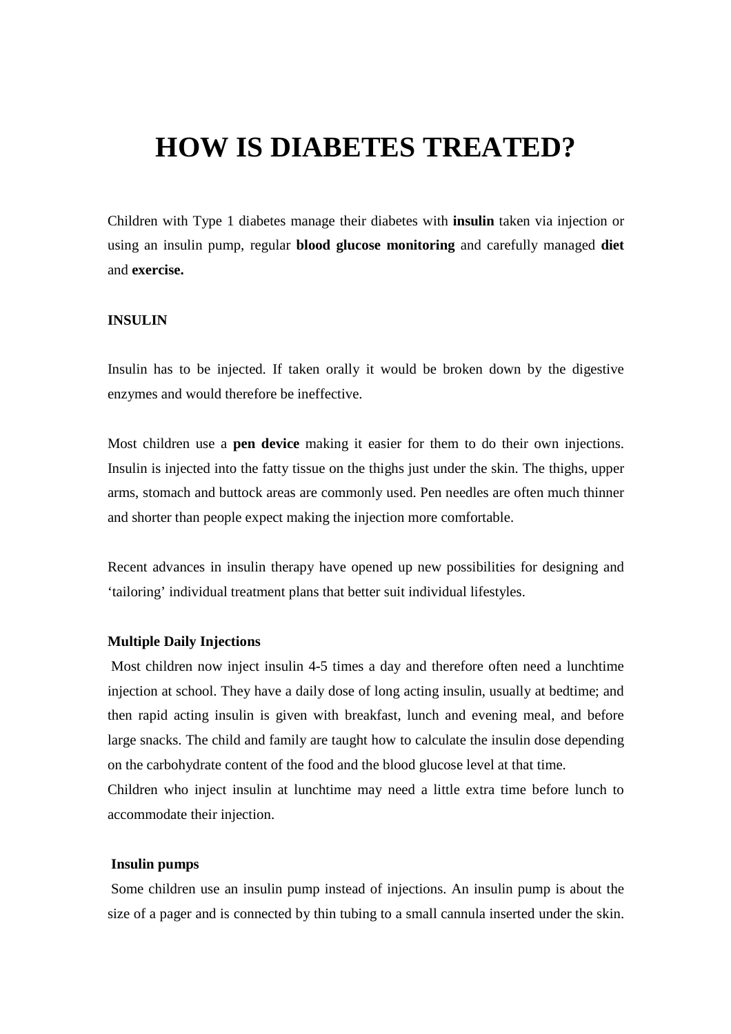# HOW IS DIABETES TREATED?

Children with Type 1 diabetes manage their diabetes with **insulin** taken via injection or using an insulin pump, regular **blood glucose monitoring** and carefully managed **diet** and **exercise.**

**INSULIN**

Insulin has to be injected. If taken orally it would be broken down by the digestive enzymes and would therefore be ineffective.

Most children use a **pen device** making it easier for them to do their own injections. Insulin is injected into the fatty tissue on the thighs just under the skin. The thighs, upper arms, stomach and buttock areas are commonly used. Pen needles are often much thinner and shorter than people expect making the injection more comfortable.

Recent advances in insulin therapy have opened up new possibilities for designing and 'tailoring' individual treatment plans that better suit individual lifestyles.

**Multiple Daily Injections**

Most children now inject insulin 4-5 times a day and therefore often need a lunchtime injection at school. They have a daily dose of long acting insulin, usually at bedtime; and then rapid acting insulin is given with breakfast, lunch and evening meal, and before large snacks. The child and family are taught how to calculate the insulin dose depending on the carbohydrate content of the food and the blood glucose level at that time.
Children who inject insulin at lunchtime may need a little extra time before lunch to accommodate their injection.

**Insulin pumps**

Some children use an insulin pump instead of injections. An insulin pump is about the size of a pager and is connected by thin tubing to a small cannula inserted under the skin.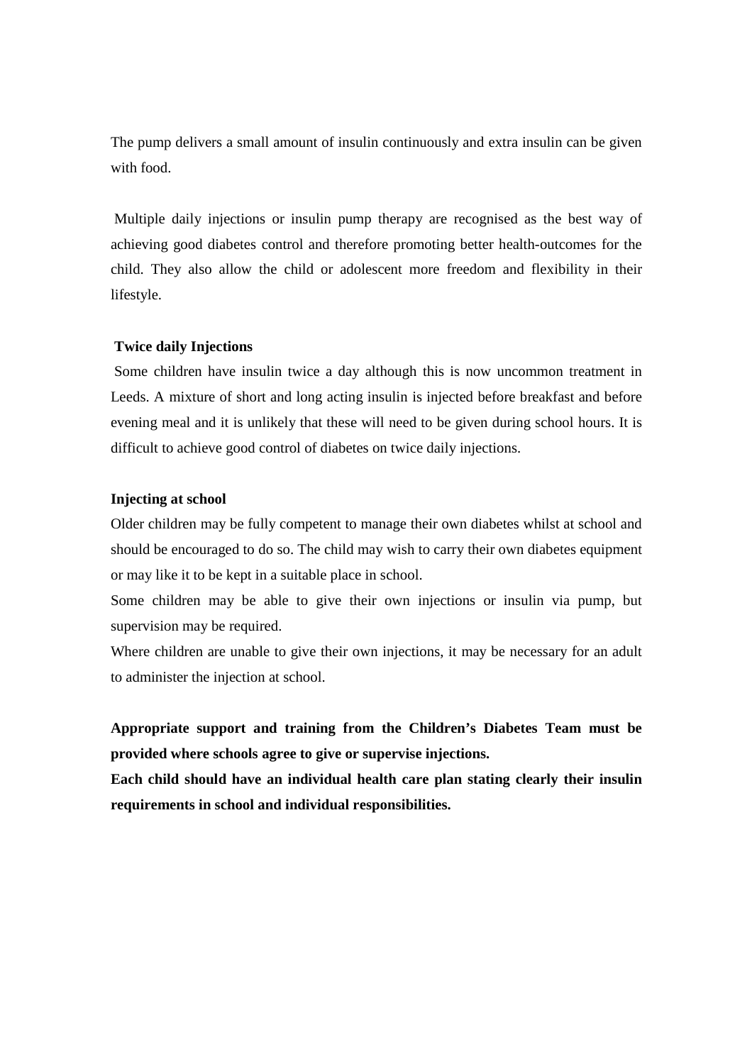The pump delivers a small amount of insulin continuously and extra insulin can be given with food.

Multiple daily injections or insulin pump therapy are recognised as the best way of achieving good diabetes control and therefore promoting better health-outcomes for the child. They also allow the child or adolescent more freedom and flexibility in their lifestyle.

**Twice daily Injections**

Some children have insulin twice a day although this is now uncommon treatment in Leeds. A mixture of short and long acting insulin is injected before breakfast and before evening meal and it is unlikely that these will need to be given during school hours. It is difficult to achieve good control of diabetes on twice daily injections.

**Injecting at school**

Older children may be fully competent to manage their own diabetes whilst at school and should be encouraged to do so. The child may wish to carry their own diabetes equipment or may like it to be kept in a suitable place in school.

Some children may be able to give their own injections or insulin via pump, but supervision may be required.

Where children are unable to give their own injections, it may be necessary for an adult to administer the injection at school.

**Appropriate support and training from the Children's Diabetes Team must be provided where schools agree to give or supervise injections.**

**Each child should have an individual health care plan stating clearly their insulin requirements in school and individual responsibilities.**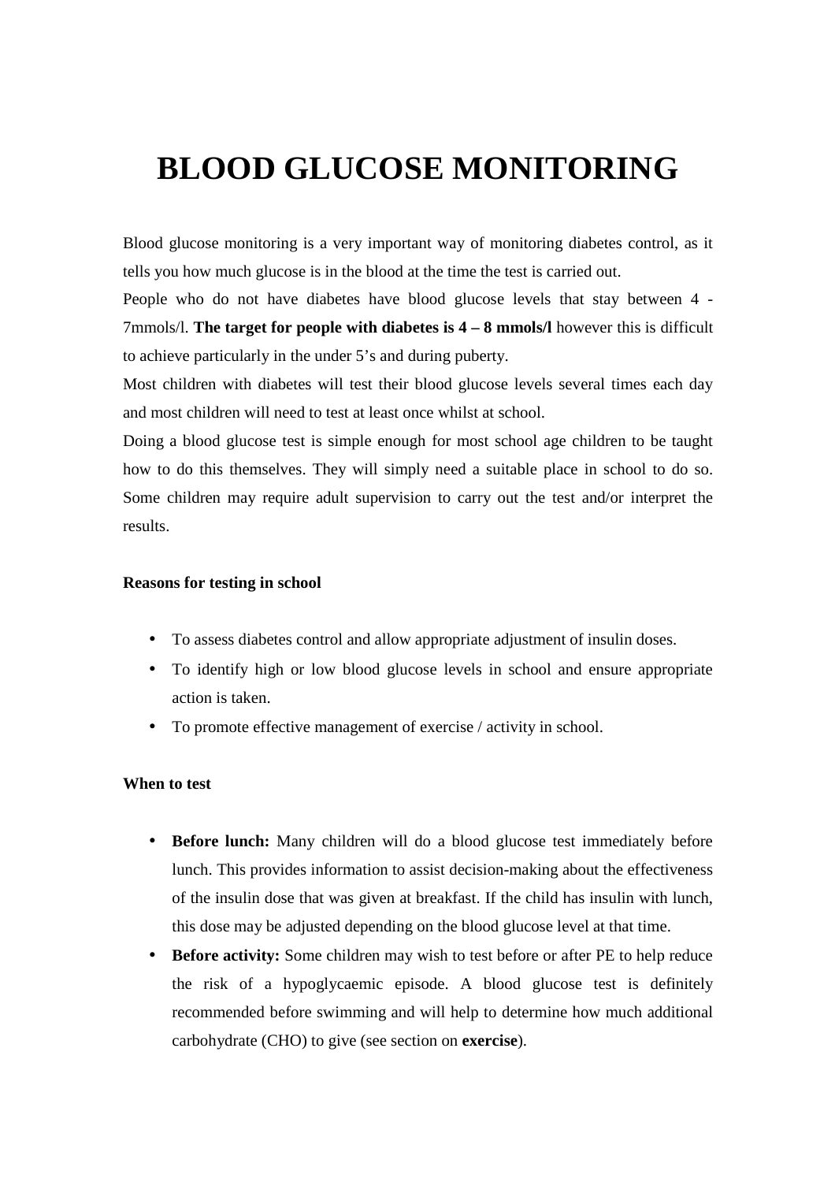# BLOOD GLUCOSE MONITORING

Blood glucose monitoring is a very important way of monitoring diabetes control, as it tells you how much glucose is in the blood at the time the test is carried out.

People who do not have diabetes have blood glucose levels that stay between 4 - 7mmols/l. **The target for people with diabetes is 4 – 8 mmols/l** however this is difficult to achieve particularly in the under 5's and during puberty.

Most children with diabetes will test their blood glucose levels several times each day and most children will need to test at least once whilst at school.

Doing a blood glucose test is simple enough for most school age children to be taught how to do this themselves. They will simply need a suitable place in school to do so. Some children may require adult supervision to carry out the test and/or interpret the results.

**Reasons for testing in school**

- To assess diabetes control and allow appropriate adjustment of insulin doses.
- To identify high or low blood glucose levels in school and ensure appropriate action is taken.
- To promote effective management of exercise / activity in school.

**When to test**

- **Before lunch:** Many children will do a blood glucose test immediately before lunch. This provides information to assist decision-making about the effectiveness of the insulin dose that was given at breakfast. If the child has insulin with lunch, this dose may be adjusted depending on the blood glucose level at that time.
- **Before activity:** Some children may wish to test before or after PE to help reduce the risk of a hypoglycaemic episode. A blood glucose test is definitely recommended before swimming and will help to determine how much additional carbohydrate (CHO) to give (see section on **exercise**).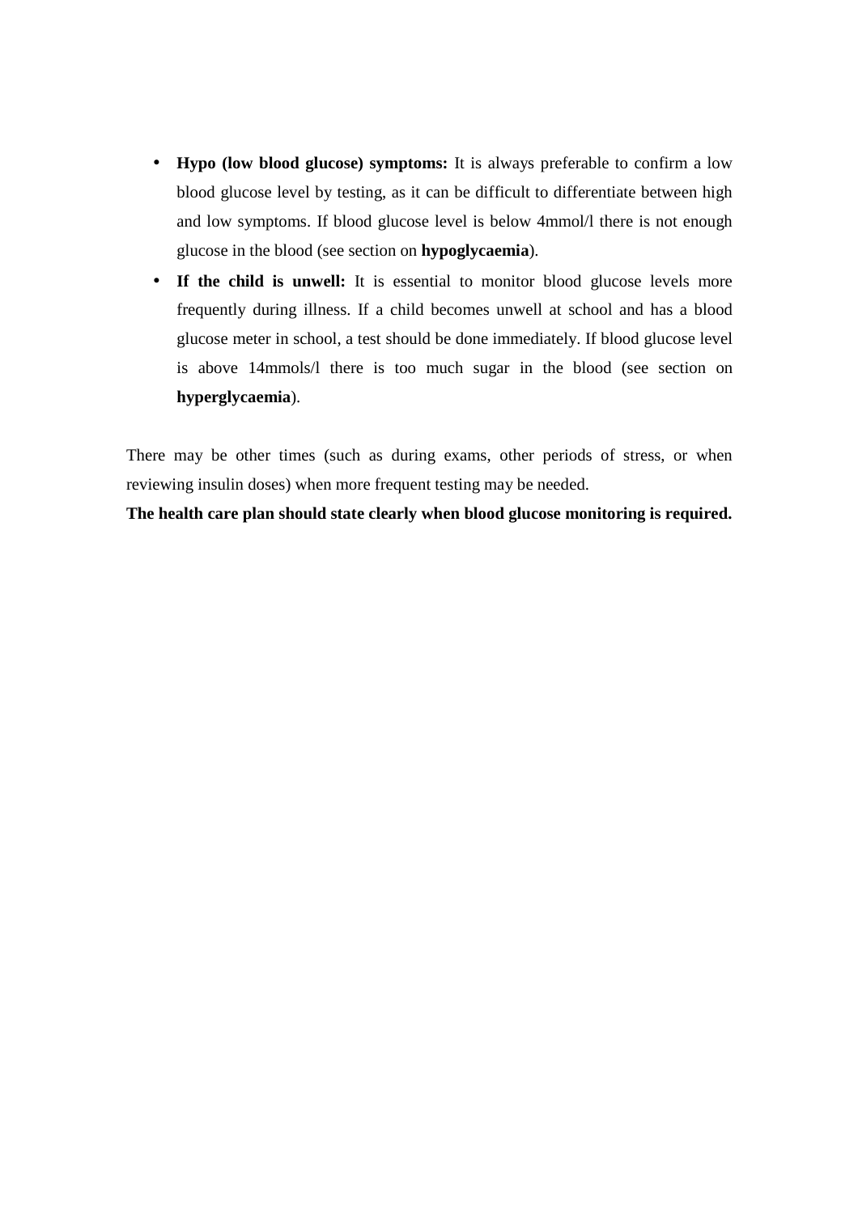- **Hypo (low blood glucose) symptoms:** It is always preferable to confirm a low blood glucose level by testing, as it can be difficult to differentiate between high and low symptoms. If blood glucose level is below 4mmol/l there is not enough glucose in the blood (see section on **hypoglycaemia**).
- **If the child is unwell:** It is essential to monitor blood glucose levels more frequently during illness. If a child becomes unwell at school and has a blood glucose meter in school, a test should be done immediately. If blood glucose level is above 14mmols/l there is too much sugar in the blood (see section on **hyperglycaemia**).

There may be other times (such as during exams, other periods of stress, or when reviewing insulin doses) when more frequent testing may be needed.

**The health care plan should state clearly when blood glucose monitoring is required.**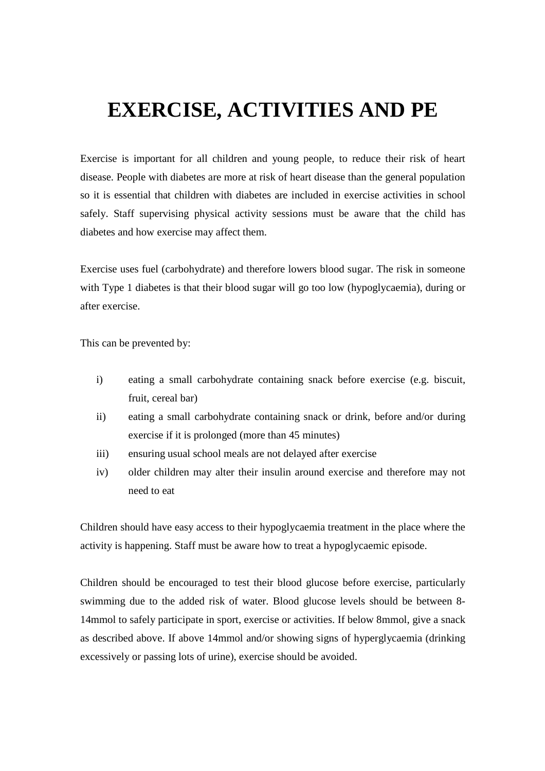# EXERCISE, ACTIVITIES AND PE

Exercise is important for all children and young people, to reduce their risk of heart disease. People with diabetes are more at risk of heart disease than the general population so it is essential that children with diabetes are included in exercise activities in school safely. Staff supervising physical activity sessions must be aware that the child has diabetes and how exercise may affect them.

Exercise uses fuel (carbohydrate) and therefore lowers blood sugar. The risk in someone with Type 1 diabetes is that their blood sugar will go too low (hypoglycaemia), during or after exercise.

This can be prevented by:

- i) eating a small carbohydrate containing snack before exercise (e.g. biscuit, fruit, cereal bar)
- ii) eating a small carbohydrate containing snack or drink, before and/or during exercise if it is prolonged (more than 45 minutes)
- iii) ensuring usual school meals are not delayed after exercise
- iv) older children may alter their insulin around exercise and therefore may not need to eat

Children should have easy access to their hypoglycaemia treatment in the place where the activity is happening. Staff must be aware how to treat a hypoglycaemic episode.

Children should be encouraged to test their blood glucose before exercise, particularly swimming due to the added risk of water. Blood glucose levels should be between 8-14mmol to safely participate in sport, exercise or activities. If below 8mmol, give a snack as described above. If above 14mmol and/or showing signs of hyperglycaemia (drinking excessively or passing lots of urine), exercise should be avoided.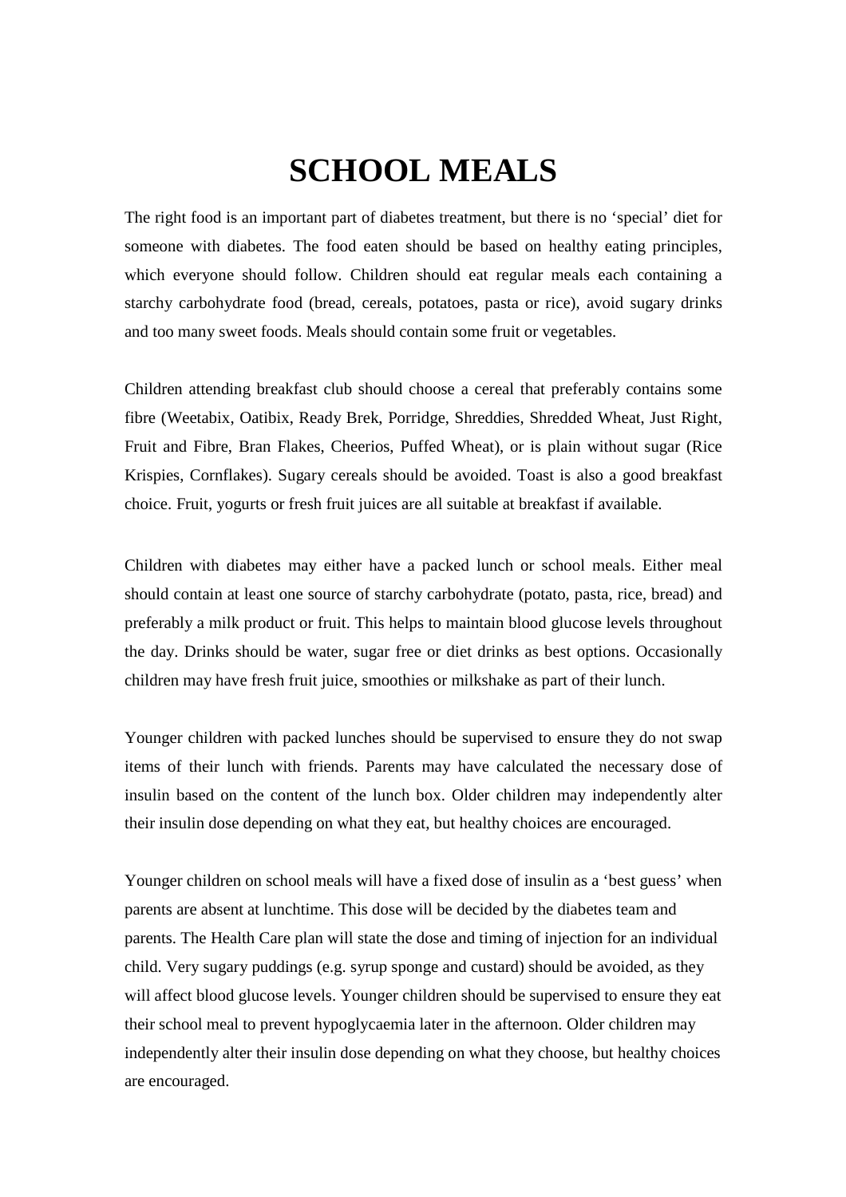# SCHOOL MEALS

The right food is an important part of diabetes treatment, but there is no 'special' diet for someone with diabetes. The food eaten should be based on healthy eating principles, which everyone should follow. Children should eat regular meals each containing a starchy carbohydrate food (bread, cereals, potatoes, pasta or rice), avoid sugary drinks and too many sweet foods. Meals should contain some fruit or vegetables.

Children attending breakfast club should choose a cereal that preferably contains some fibre (Weetabix, Oatibix, Ready Brek, Porridge, Shreddies, Shredded Wheat, Just Right, Fruit and Fibre, Bran Flakes, Cheerios, Puffed Wheat), or is plain without sugar (Rice Krispies, Cornflakes). Sugary cereals should be avoided. Toast is also a good breakfast choice. Fruit, yogurts or fresh fruit juices are all suitable at breakfast if available.

Children with diabetes may either have a packed lunch or school meals. Either meal should contain at least one source of starchy carbohydrate (potato, pasta, rice, bread) and preferably a milk product or fruit. This helps to maintain blood glucose levels throughout the day. Drinks should be water, sugar free or diet drinks as best options. Occasionally children may have fresh fruit juice, smoothies or milkshake as part of their lunch.

Younger children with packed lunches should be supervised to ensure they do not swap items of their lunch with friends. Parents may have calculated the necessary dose of insulin based on the content of the lunch box. Older children may independently alter their insulin dose depending on what they eat, but healthy choices are encouraged.

Younger children on school meals will have a fixed dose of insulin as a 'best guess' when parents are absent at lunchtime. This dose will be decided by the diabetes team and parents. The Health Care plan will state the dose and timing of injection for an individual child. Very sugary puddings (e.g. syrup sponge and custard) should be avoided, as they will affect blood glucose levels. Younger children should be supervised to ensure they eat their school meal to prevent hypoglycaemia later in the afternoon. Older children may independently alter their insulin dose depending on what they choose, but healthy choices are encouraged.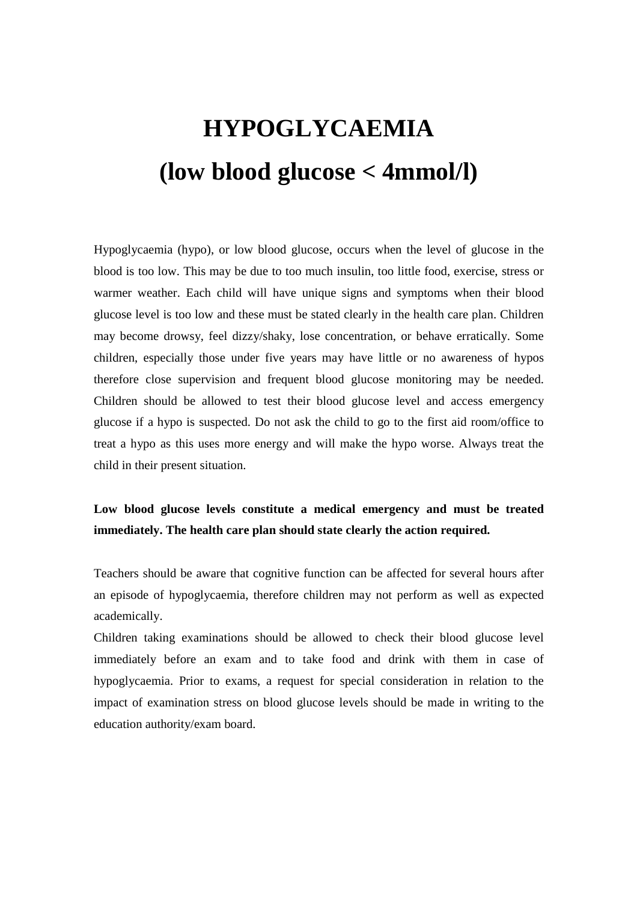# HYPOGLYCAEMIA
# (low blood glucose < 4mmol/l)

Hypoglycaemia (hypo), or low blood glucose, occurs when the level of glucose in the blood is too low. This may be due to too much insulin, too little food, exercise, stress or warmer weather. Each child will have unique signs and symptoms when their blood glucose level is too low and these must be stated clearly in the health care plan. Children may become drowsy, feel dizzy/shaky, lose concentration, or behave erratically. Some children, especially those under five years may have little or no awareness of hypos therefore close supervision and frequent blood glucose monitoring may be needed. Children should be allowed to test their blood glucose level and access emergency glucose if a hypo is suspected. Do not ask the child to go to the first aid room/office to treat a hypo as this uses more energy and will make the hypo worse. Always treat the child in their present situation.

**Low blood glucose levels constitute a medical emergency and must be treated immediately. The health care plan should state clearly the action required.**

Teachers should be aware that cognitive function can be affected for several hours after an episode of hypoglycaemia, therefore children may not perform as well as expected academically.

Children taking examinations should be allowed to check their blood glucose level immediately before an exam and to take food and drink with them in case of hypoglycaemia. Prior to exams, a request for special consideration in relation to the impact of examination stress on blood glucose levels should be made in writing to the education authority/exam board.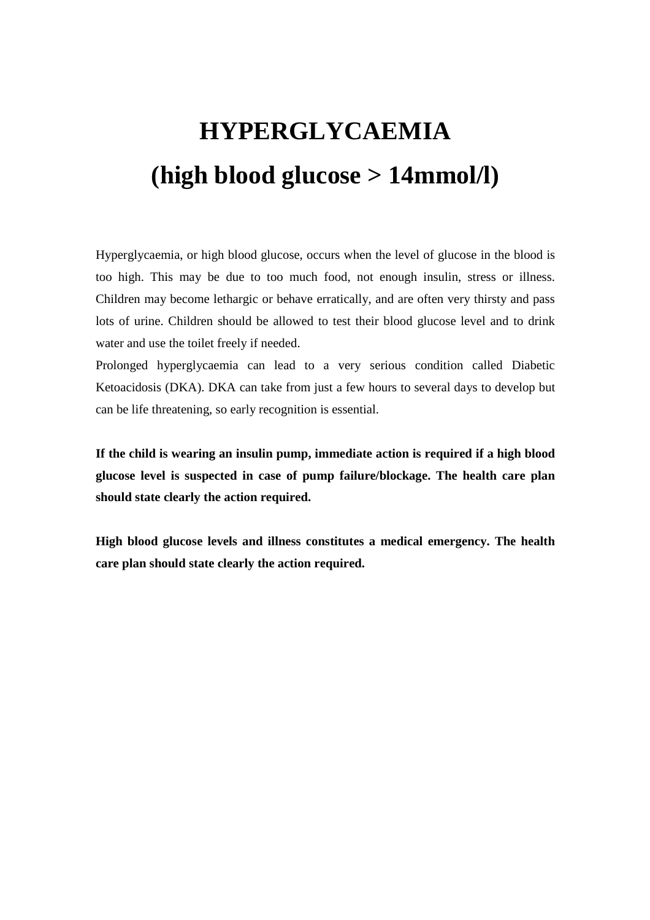# HYPERGLYCAEMIA

# (high blood glucose > 14mmol/l)

Hyperglycaemia, or high blood glucose, occurs when the level of glucose in the blood is too high. This may be due to too much food, not enough insulin, stress or illness. Children may become lethargic or behave erratically, and are often very thirsty and pass lots of urine. Children should be allowed to test their blood glucose level and to drink water and use the toilet freely if needed.

Prolonged hyperglycaemia can lead to a very serious condition called Diabetic Ketoacidosis (DKA). DKA can take from just a few hours to several days to develop but can be life threatening, so early recognition is essential.

**If the child is wearing an insulin pump, immediate action is required if a high blood glucose level is suspected in case of pump failure/blockage. The health care plan should state clearly the action required.**

**High blood glucose levels and illness constitutes a medical emergency. The health care plan should state clearly the action required.**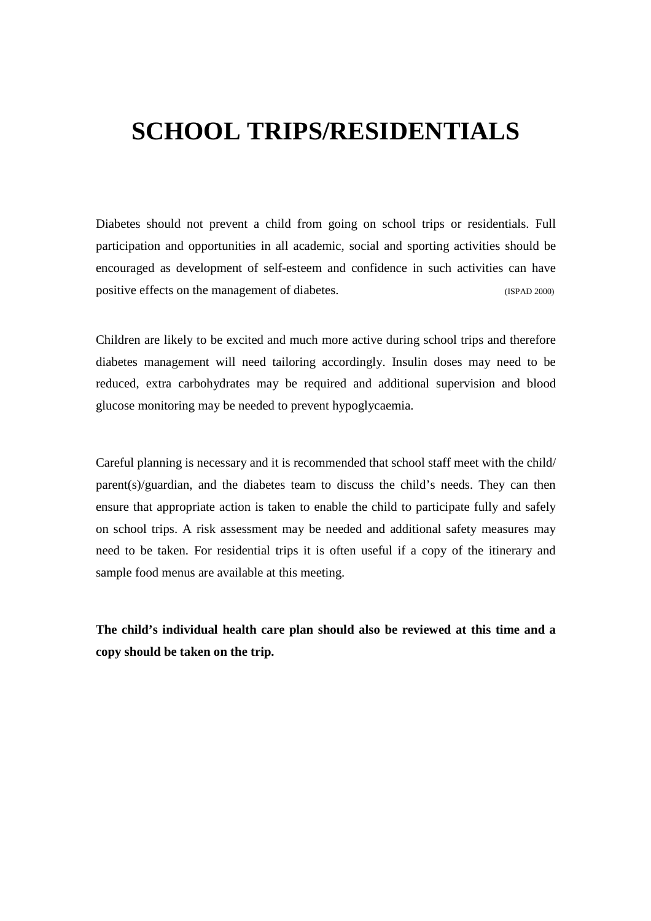# SCHOOL TRIPS/RESIDENTIALS

Diabetes should not prevent a child from going on school trips or residentials. Full participation and opportunities in all academic, social and sporting activities should be encouraged as development of self-esteem and confidence in such activities can have positive effects on the management of diabetes. (ISPAD 2000)

Children are likely to be excited and much more active during school trips and therefore diabetes management will need tailoring accordingly. Insulin doses may need to be reduced, extra carbohydrates may be required and additional supervision and blood glucose monitoring may be needed to prevent hypoglycaemia.

Careful planning is necessary and it is recommended that school staff meet with the child/ parent(s)/guardian, and the diabetes team to discuss the child's needs. They can then ensure that appropriate action is taken to enable the child to participate fully and safely on school trips. A risk assessment may be needed and additional safety measures may need to be taken. For residential trips it is often useful if a copy of the itinerary and sample food menus are available at this meeting.

**The child's individual health care plan should also be reviewed at this time and a copy should be taken on the trip.**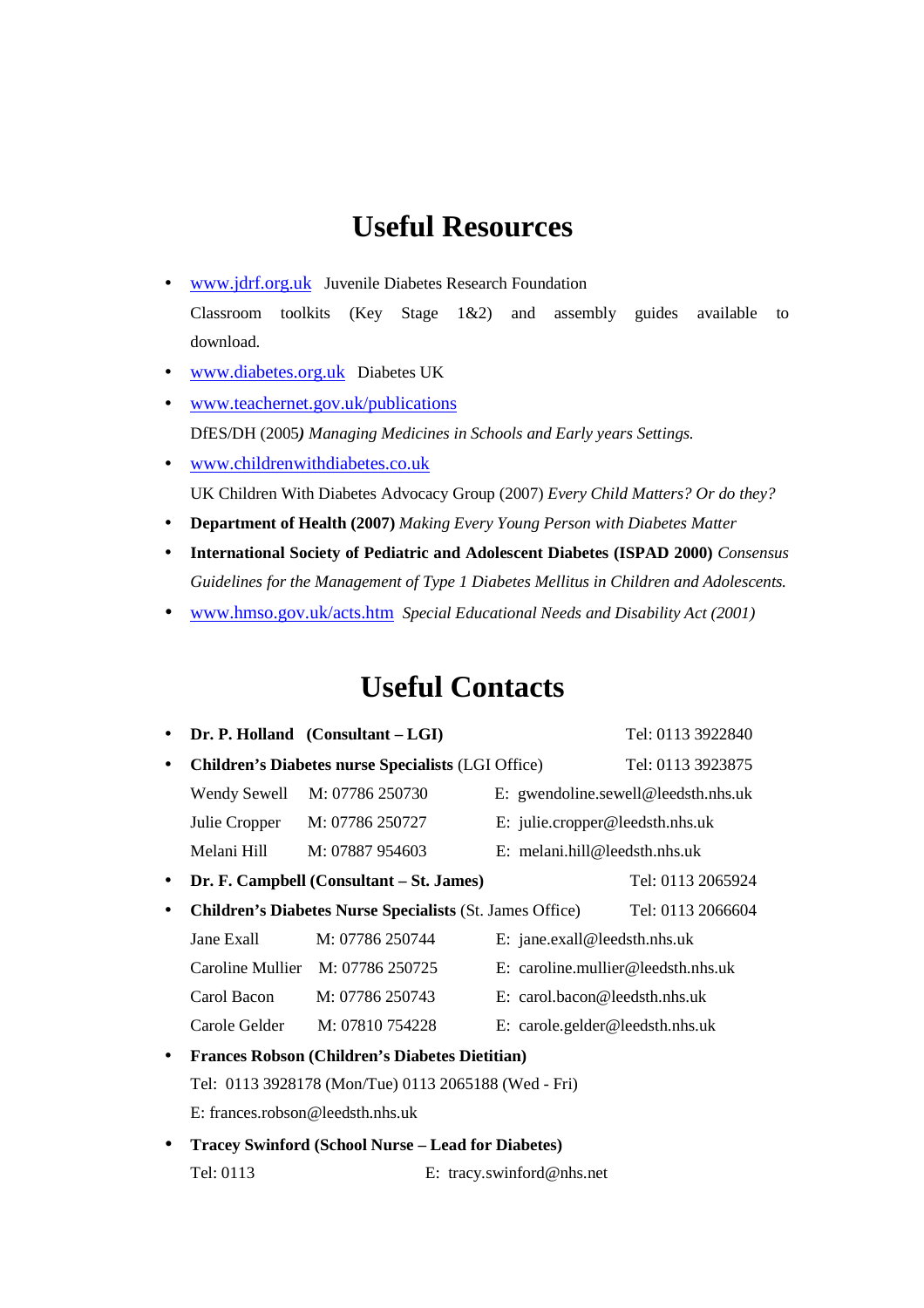# Useful Resources

- www.jdrf.org.uk Juvenile Diabetes Research Foundation
  Classroom toolkits (Key Stage 1&2) and assembly guides available to download.
- www.diabetes.org.uk Diabetes UK
- www.teachernet.gov.uk/publications
  DfES/DH (2005***)*** *Managing Medicines in Schools and Early years Settings.*
- www.childrenwithdiabetes.co.uk
  UK Children With Diabetes Advocacy Group (2007) *Every Child Matters? Or do they?*
- **Department of Health (2007)** *Making Every Young Person with Diabetes Matter*
- **International Society of Pediatric and Adolescent Diabetes (ISPAD 2000)** *Consensus Guidelines for the Management of Type 1 Diabetes Mellitus in Children and Adolescents.*
- www.hmso.gov.uk/acts.htm *Special Educational Needs and Disability Act (2001)*

# Useful Contacts

- **Dr. P. Holland (Consultant – LGI)** Tel: 0113 3922840
- **Children's Diabetes nurse Specialists** (LGI Office) Tel: 0113 3923875
  Wendy Sewell M: 07786 250730 E: gwendoline.sewell@leedsth.nhs.uk
  Julie Cropper M: 07786 250727 E: julie.cropper@leedsth.nhs.uk
  Melani Hill M: 07887 954603 E: melani.hill@leedsth.nhs.uk
- **Dr. F. Campbell (Consultant – St. James)** Tel: 0113 2065924
- **Children's Diabetes Nurse Specialists** (St. James Office) Tel: 0113 2066604
  Jane Exall M: 07786 250744 E: jane.exall@leedsth.nhs.uk
  Caroline Mullier M: 07786 250725 E: caroline.mullier@leedsth.nhs.uk
  Carol Bacon M: 07786 250743 E: carol.bacon@leedsth.nhs.uk
  Carole Gelder M: 07810 754228 E: carole.gelder@leedsth.nhs.uk
- **Frances Robson (Children's Diabetes Dietitian)**
  Tel: 0113 3928178 (Mon/Tue) 0113 2065188 (Wed - Fri)
  E: frances.robson@leedsth.nhs.uk
- **Tracey Swinford (School Nurse – Lead for Diabetes)**
  Tel: 0113 E: tracy.swinford@nhs.net